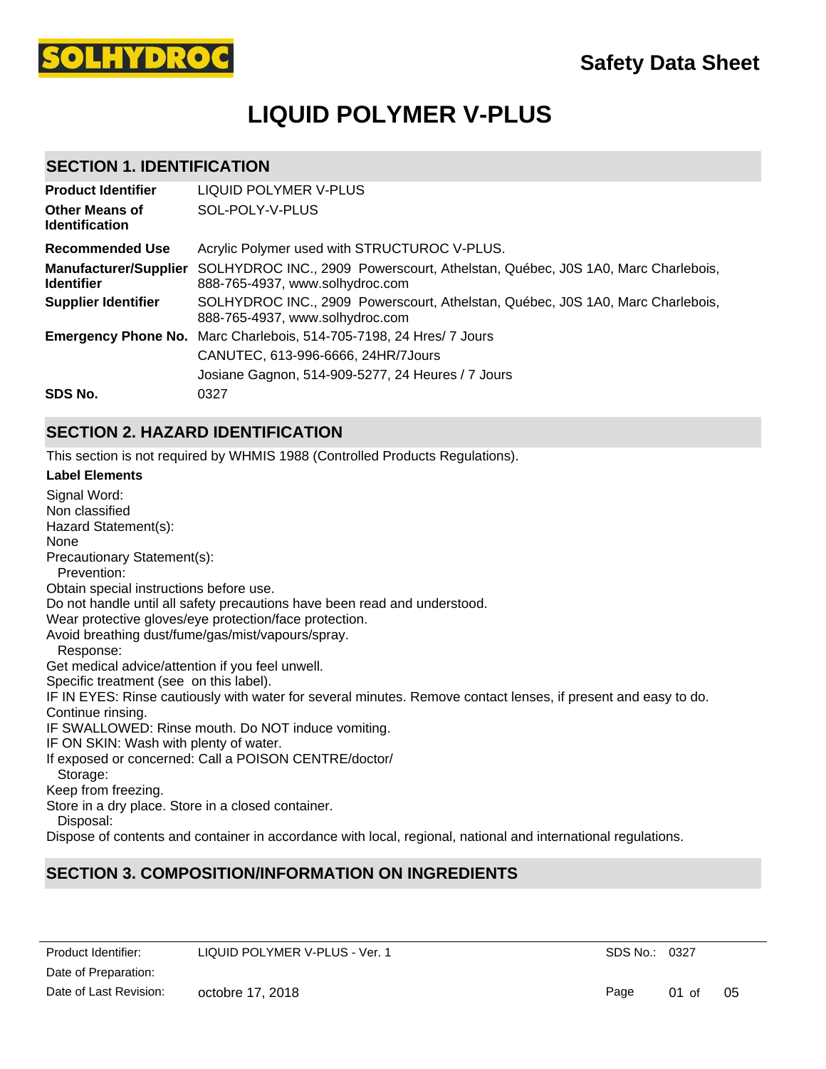# LIQUID POLYMER V-PLUS

Safety Data Sheet

## SECTION 1. IDENTIFICATION

| | |
|---|---|
| **Product Identifier** | LIQUID POLYMER V-PLUS |
| **Other Means of Identification** | SOL-POLY-V-PLUS |
| **Recommended Use** | Acrylic Polymer used with STRUCTUROC V-PLUS. |
| **Manufacturer/Supplier Identifier** | SOLHYDROC INC., 2909 Powerscourt, Athelstan, Québec, J0S 1A0, Marc Charlebois, 888-765-4937, www.solhydroc.com |
| **Supplier Identifier** | SOLHYDROC INC., 2909 Powerscourt, Athelstan, Québec, J0S 1A0, Marc Charlebois, 888-765-4937, www.solhydroc.com |
| **Emergency Phone No.** | Marc Charlebois, 514-705-7198, 24 Hres/ 7 Jours<br>CANUTEC, 613-996-6666, 24HR/7Jours<br>Josiane Gagnon, 514-909-5277, 24 Heures / 7 Jours |
| **SDS No.** | 0327 |

## SECTION 2. HAZARD IDENTIFICATION

This section is not required by WHMIS 1988 (Controlled Products Regulations).

**Label Elements**

Signal Word:
Non classified
Hazard Statement(s):
None
Precautionary Statement(s):
Prevention:
Obtain special instructions before use.
Do not handle until all safety precautions have been read and understood.
Wear protective gloves/eye protection/face protection.
Avoid breathing dust/fume/gas/mist/vapours/spray.
Response:
Get medical advice/attention if you feel unwell.
Specific treatment (see on this label).
IF IN EYES: Rinse cautiously with water for several minutes. Remove contact lenses, if present and easy to do. Continue rinsing.
IF SWALLOWED: Rinse mouth. Do NOT induce vomiting.
IF ON SKIN: Wash with plenty of water.
If exposed or concerned: Call a POISON CENTRE/doctor/
Storage:
Keep from freezing.
Store in a dry place. Store in a closed container.
Disposal:
Dispose of contents and container in accordance with local, regional, national and international regulations.

## SECTION 3. COMPOSITION/INFORMATION ON INGREDIENTS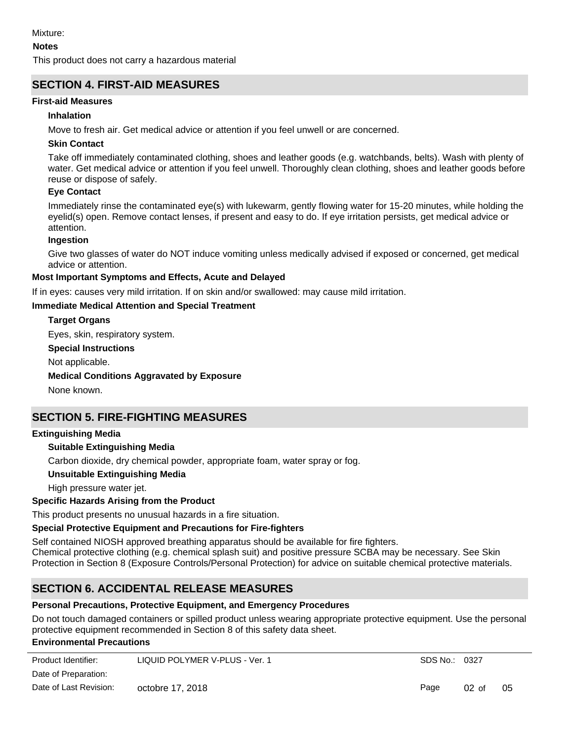Mixture:

**Notes**

This product does not carry a hazardous material

## SECTION 4. FIRST-AID MEASURES

**First-aid Measures**

**Inhalation**

Move to fresh air. Get medical advice or attention if you feel unwell or are concerned.

**Skin Contact**

Take off immediately contaminated clothing, shoes and leather goods (e.g. watchbands, belts). Wash with plenty of water. Get medical advice or attention if you feel unwell. Thoroughly clean clothing, shoes and leather goods before reuse or dispose of safely.

**Eye Contact**

Immediately rinse the contaminated eye(s) with lukewarm, gently flowing water for 15-20 minutes, while holding the eyelid(s) open. Remove contact lenses, if present and easy to do. If eye irritation persists, get medical advice or attention.

**Ingestion**

Give two glasses of water do NOT induce vomiting unless medically advised if exposed or concerned, get medical advice or attention.

**Most Important Symptoms and Effects, Acute and Delayed**

If in eyes: causes very mild irritation. If on skin and/or swallowed: may cause mild irritation.

**Immediate Medical Attention and Special Treatment**

**Target Organs**

Eyes, skin, respiratory system.

**Special Instructions**

Not applicable.

**Medical Conditions Aggravated by Exposure**

None known.

## SECTION 5. FIRE-FIGHTING MEASURES

**Extinguishing Media**

**Suitable Extinguishing Media**

Carbon dioxide, dry chemical powder, appropriate foam, water spray or fog.

**Unsuitable Extinguishing Media**

High pressure water jet.

**Specific Hazards Arising from the Product**

This product presents no unusual hazards in a fire situation.

**Special Protective Equipment and Precautions for Fire-fighters**

Self contained NIOSH approved breathing apparatus should be available for fire fighters.
Chemical protective clothing (e.g. chemical splash suit) and positive pressure SCBA may be necessary. See Skin Protection in Section 8 (Exposure Controls/Personal Protection) for advice on suitable chemical protective materials.

## SECTION 6. ACCIDENTAL RELEASE MEASURES

**Personal Precautions, Protective Equipment, and Emergency Procedures**

Do not touch damaged containers or spilled product unless wearing appropriate protective equipment. Use the personal protective equipment recommended in Section 8 of this safety data sheet.

**Environmental Precautions**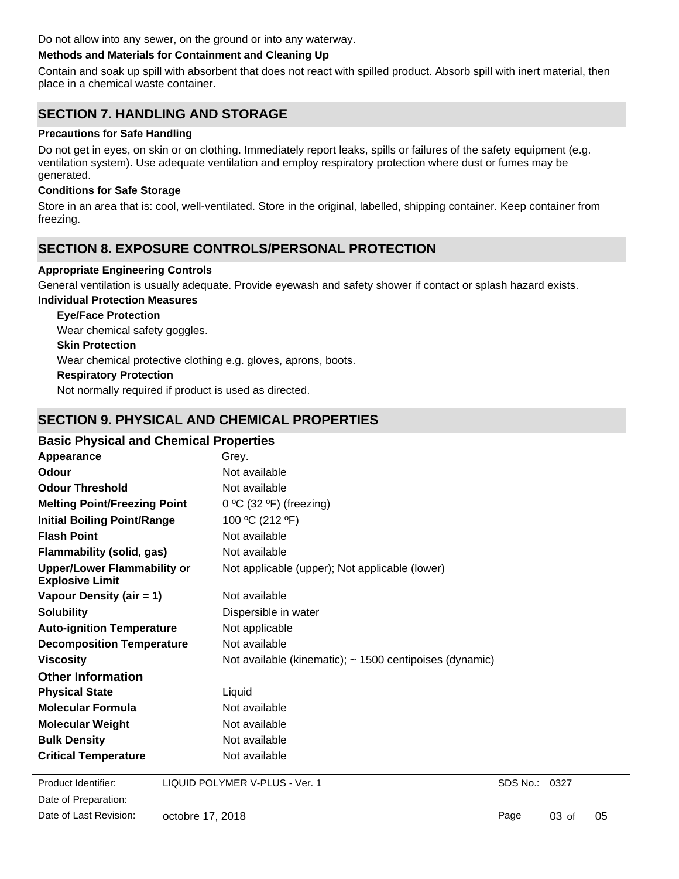Do not allow into any sewer, on the ground or into any waterway.

**Methods and Materials for Containment and Cleaning Up**

Contain and soak up spill with absorbent that does not react with spilled product. Absorb spill with inert material, then place in a chemical waste container.

## SECTION 7. HANDLING AND STORAGE

**Precautions for Safe Handling**

Do not get in eyes, on skin or on clothing. Immediately report leaks, spills or failures of the safety equipment (e.g. ventilation system). Use adequate ventilation and employ respiratory protection where dust or fumes may be generated.

**Conditions for Safe Storage**

Store in an area that is: cool, well-ventilated. Store in the original, labelled, shipping container. Keep container from freezing.

## SECTION 8. EXPOSURE CONTROLS/PERSONAL PROTECTION

**Appropriate Engineering Controls**

General ventilation is usually adequate. Provide eyewash and safety shower if contact or splash hazard exists.

**Individual Protection Measures**

**Eye/Face Protection**

Wear chemical safety goggles.

**Skin Protection**

Wear chemical protective clothing e.g. gloves, aprons, boots.

**Respiratory Protection**

Not normally required if product is used as directed.

## SECTION 9. PHYSICAL AND CHEMICAL PROPERTIES

### Basic Physical and Chemical Properties

| | |
|---|---|
| **Appearance** | Grey. |
| **Odour** | Not available |
| **Odour Threshold** | Not available |
| **Melting Point/Freezing Point** | 0 ºC (32 ºF) (freezing) |
| **Initial Boiling Point/Range** | 100 ºC (212 ºF) |
| **Flash Point** | Not available |
| **Flammability (solid, gas)** | Not available |
| **Upper/Lower Flammability or Explosive Limit** | Not applicable (upper); Not applicable (lower) |
| **Vapour Density (air = 1)** | Not available |
| **Solubility** | Dispersible in water |
| **Auto-ignition Temperature** | Not applicable |
| **Decomposition Temperature** | Not available |
| **Viscosity** | Not available (kinematic); ~ 1500 centipoises (dynamic) |

### Other Information

| | |
|---|---|
| **Physical State** | Liquid |
| **Molecular Formula** | Not available |
| **Molecular Weight** | Not available |
| **Bulk Density** | Not available |
| **Critical Temperature** | Not available |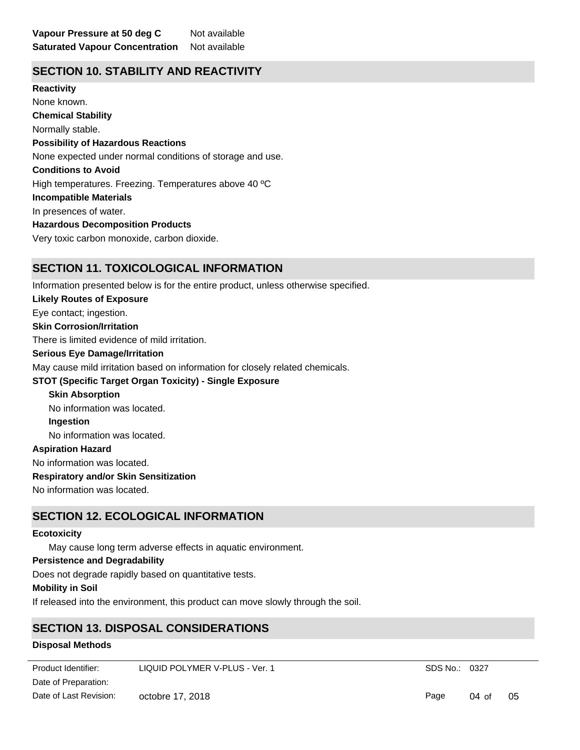**Vapour Pressure at 50 deg C** Not available
**Saturated Vapour Concentration** Not available

## SECTION 10. STABILITY AND REACTIVITY

**Reactivity**

None known.

**Chemical Stability**

Normally stable.

**Possibility of Hazardous Reactions**

None expected under normal conditions of storage and use.

**Conditions to Avoid**

High temperatures. Freezing. Temperatures above 40 ºC

**Incompatible Materials**

In presences of water.

**Hazardous Decomposition Products**

Very toxic carbon monoxide, carbon dioxide.

## SECTION 11. TOXICOLOGICAL INFORMATION

Information presented below is for the entire product, unless otherwise specified.

**Likely Routes of Exposure**

Eye contact; ingestion.

**Skin Corrosion/Irritation**

There is limited evidence of mild irritation.

**Serious Eye Damage/Irritation**

May cause mild irritation based on information for closely related chemicals.

**STOT (Specific Target Organ Toxicity) - Single Exposure**

**Skin Absorption**

No information was located.

**Ingestion**

No information was located.

**Aspiration Hazard**

No information was located.

**Respiratory and/or Skin Sensitization**

No information was located.

## SECTION 12. ECOLOGICAL INFORMATION

**Ecotoxicity**

May cause long term adverse effects in aquatic environment.

**Persistence and Degradability**

Does not degrade rapidly based on quantitative tests.

**Mobility in Soil**

If released into the environment, this product can move slowly through the soil.

## SECTION 13. DISPOSAL CONSIDERATIONS

**Disposal Methods**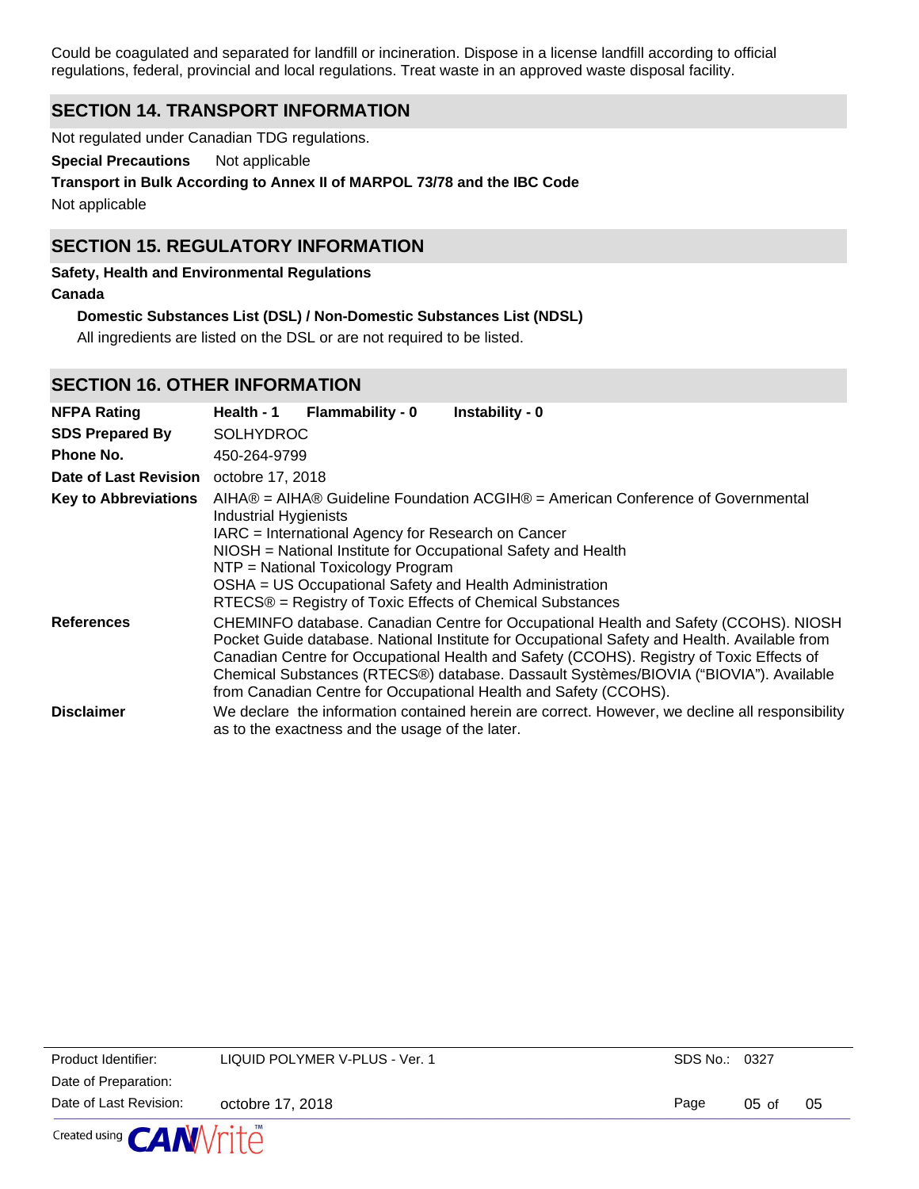Could be coagulated and separated for landfill or incineration. Dispose in a license landfill according to official regulations, federal, provincial and local regulations. Treat waste in an approved waste disposal facility.

## SECTION 14. TRANSPORT INFORMATION

Not regulated under Canadian TDG regulations.

**Special Precautions** Not applicable

**Transport in Bulk According to Annex II of MARPOL 73/78 and the IBC Code**

Not applicable

## SECTION 15. REGULATORY INFORMATION

**Safety, Health and Environmental Regulations**

**Canada**

**Domestic Substances List (DSL) / Non-Domestic Substances List (NDSL)**

All ingredients are listed on the DSL or are not required to be listed.

## SECTION 16. OTHER INFORMATION

| | |
|---|---|
| **NFPA Rating** | **Health - 1** **Flammability - 0** **Instability - 0** |
| **SDS Prepared By** | SOLHYDROC |
| **Phone No.** | 450-264-9799 |
| **Date of Last Revision** | octobre 17, 2018 |
| **Key to Abbreviations** | AIHA® = AIHA® Guideline Foundation ACGIH® = American Conference of Governmental Industrial Hygienists<br>IARC = International Agency for Research on Cancer<br>NIOSH = National Institute for Occupational Safety and Health<br>NTP = National Toxicology Program<br>OSHA = US Occupational Safety and Health Administration<br>RTECS® = Registry of Toxic Effects of Chemical Substances |
| **References** | CHEMINFO database. Canadian Centre for Occupational Health and Safety (CCOHS). NIOSH Pocket Guide database. National Institute for Occupational Safety and Health. Available from Canadian Centre for Occupational Health and Safety (CCOHS). Registry of Toxic Effects of Chemical Substances (RTECS®) database. Dassault Systèmes/BIOVIA ("BIOVIA"). Available from Canadian Centre for Occupational Health and Safety (CCOHS). |
| **Disclaimer** | We declare the information contained herein are correct. However, we decline all responsibility as to the exactness and the usage of the later. |